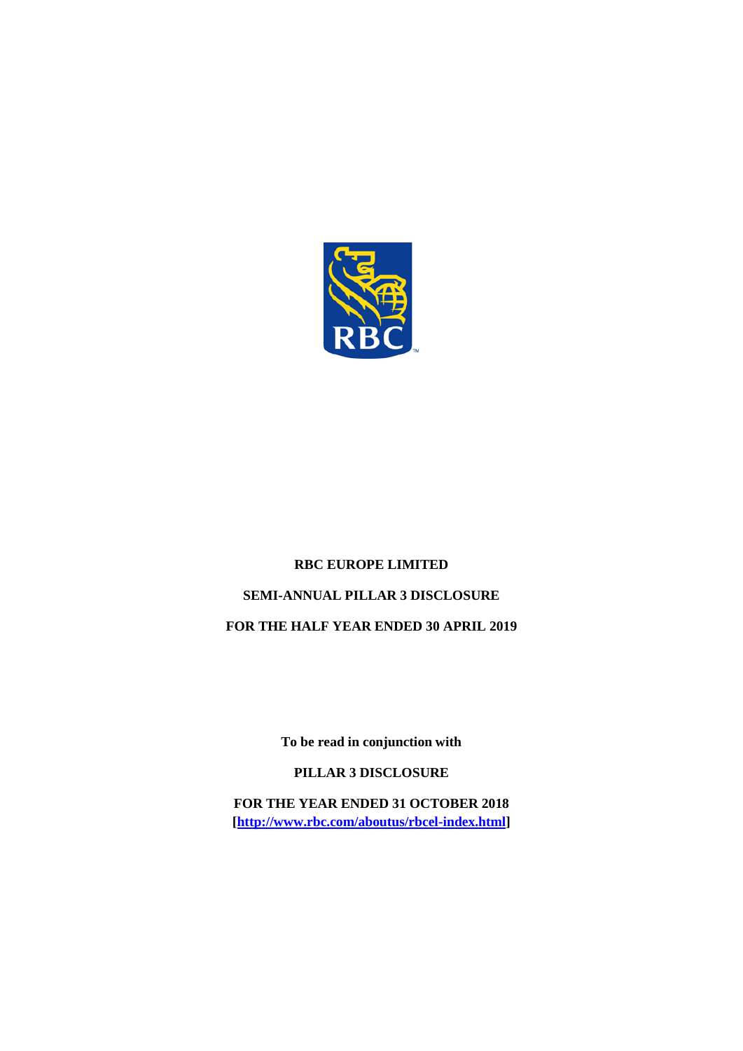# RBC EUROPE LIMITED

## SEMI-ANNUAL PILLAR 3 DISCLOSURE

## FOR THE HALF YEAR ENDED 30 APRIL 2019

**To be read in conjunction with**

**PILLAR 3 DISCLOSURE**

**FOR THE YEAR ENDED 31 OCTOBER 2018**
**[http://www.rbc.com/aboutus/rbcel-index.html]**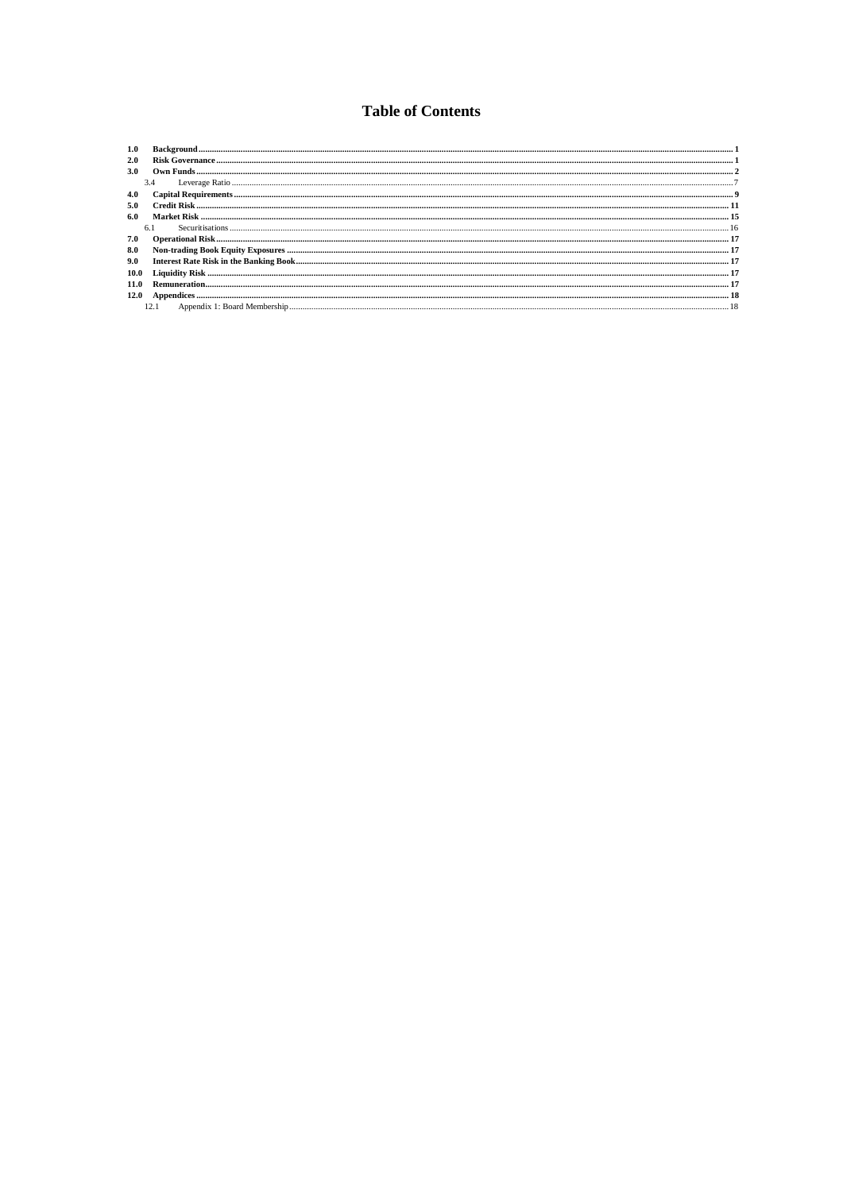# Table of Contents

| | | |
|---|---|---|
| **1.0** | **Background** | **1** |
| **2.0** | **Risk Governance** | **1** |
| **3.0** | **Own Funds** | **2** |
| 3.4 | Leverage Ratio | 7 |
| **4.0** | **Capital Requirements** | **9** |
| **5.0** | **Credit Risk** | **11** |
| **6.0** | **Market Risk** | **15** |
| 6.1 | Securitisations | 16 |
| **7.0** | **Operational Risk** | **17** |
| **8.0** | **Non-trading Book Equity Exposures** | **17** |
| **9.0** | **Interest Rate Risk in the Banking Book** | **17** |
| **10.0** | **Liquidity Risk** | **17** |
| **11.0** | **Remuneration** | **17** |
| **12.0** | **Appendices** | **18** |
| 12.1 | Appendix 1: Board Membership | 18 |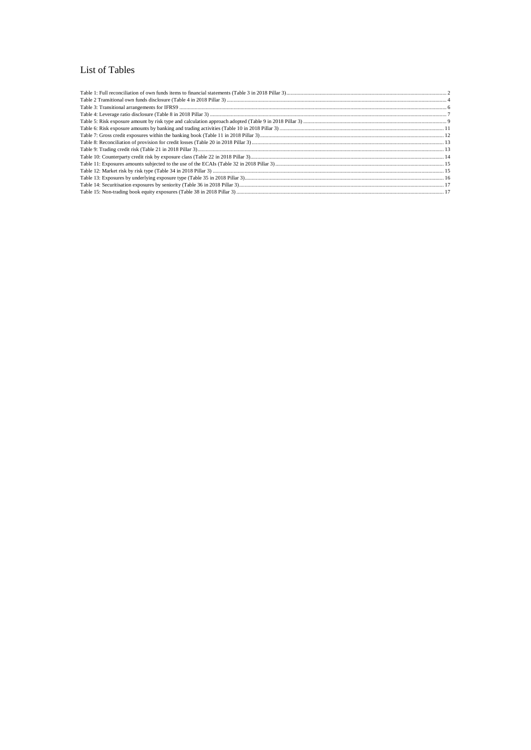# List of Tables

Table 1: Full reconciliation of own funds items to financial statements (Table 3 in 2018 Pillar 3) ........ 2
Table 2 Transitional own funds disclosure (Table 4 in 2018 Pillar 3) ........ 4
Table 3: Transitional arrangements for IFRS9 ........ 6
Table 4: Leverage ratio disclosure (Table 8 in 2018 Pillar 3) ........ 7
Table 5: Risk exposure amount by risk type and calculation approach adopted (Table 9 in 2018 Pillar 3) ........ 9
Table 6: Risk exposure amounts by banking and trading activities (Table 10 in 2018 Pillar 3) ........ 11
Table 7: Gross credit exposures within the banking book (Table 11 in 2018 Pillar 3) ........ 12
Table 8: Reconciliation of provision for credit losses (Table 20 in 2018 Pillar 3) ........ 13
Table 9: Trading credit risk (Table 21 in 2018 Pillar 3) ........ 13
Table 10: Counterparty credit risk by exposure class (Table 22 in 2018 Pillar 3) ........ 14
Table 11: Exposures amounts subjected to the use of the ECAIs (Table 32 in 2018 Pillar 3) ........ 15
Table 12: Market risk by risk type (Table 34 in 2018 Pillar 3) ........ 15
Table 13: Exposures by underlying exposure type (Table 35 in 2018 Pillar 3) ........ 16
Table 14: Securitisation exposures by seniority (Table 36 in 2018 Pillar 3) ........ 17
Table 15: Non-trading book equity exposures (Table 38 in 2018 Pillar 3) ........ 17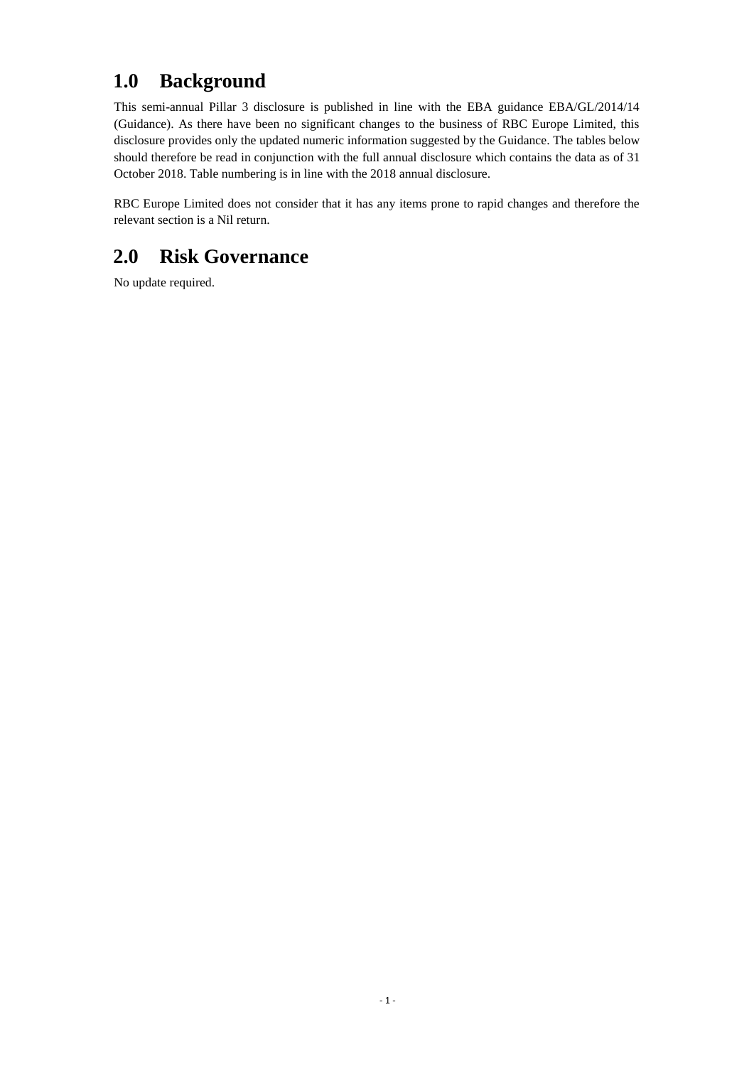# 1.0 Background

This semi-annual Pillar 3 disclosure is published in line with the EBA guidance EBA/GL/2014/14 (Guidance). As there have been no significant changes to the business of RBC Europe Limited, this disclosure provides only the updated numeric information suggested by the Guidance. The tables below should therefore be read in conjunction with the full annual disclosure which contains the data as of 31 October 2018. Table numbering is in line with the 2018 annual disclosure.

RBC Europe Limited does not consider that it has any items prone to rapid changes and therefore the relevant section is a Nil return.

# 2.0 Risk Governance

No update required.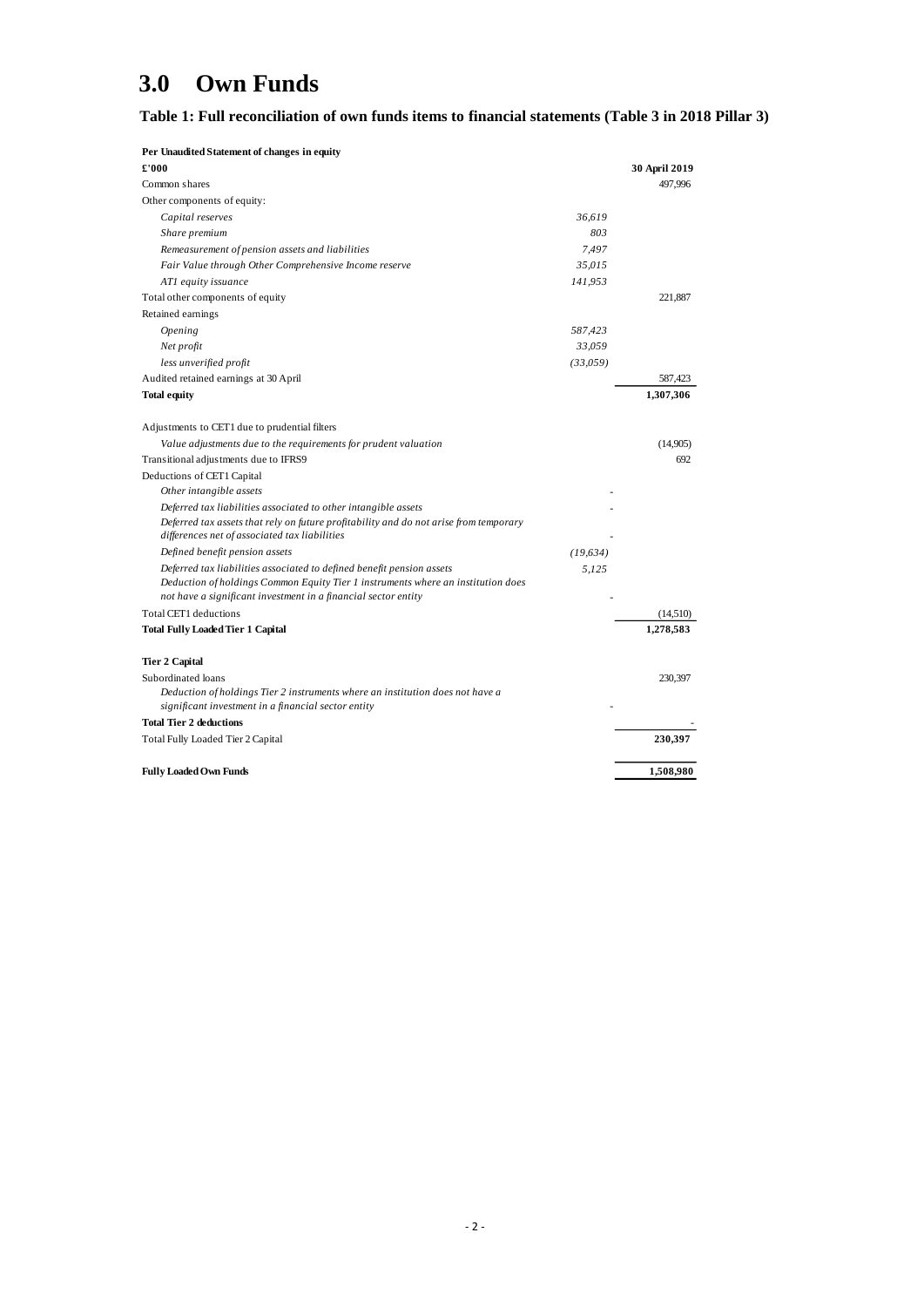# 3.0 Own Funds

## Table 1: Full reconciliation of own funds items to financial statements (Table 3 in 2018 Pillar 3)

| **Per Unaudited Statement of changes in equity** | | |
|---|---|---|
| **£'000** | | **30 April 2019** |
| Common shares | | 497,996 |
| Other components of equity: | | |
| *Capital reserves* | *36,619* | |
| *Share premium* | *803* | |
| *Remeasurement of pension assets and liabilities* | *7,497* | |
| *Fair Value through Other Comprehensive Income reserve* | *35,015* | |
| *AT1 equity issuance* | *141,953* | |
| Total other components of equity | | 221,887 |
| Retained earnings | | |
| *Opening* | *587,423* | |
| *Net profit* | *33,059* | |
| *less unverified profit* | *(33,059)* | |
| Audited retained earnings at 30 April | | 587,423 |
| **Total equity** | | **1,307,306** |
| | | |
| Adjustments to CET1 due to prudential filters | | |
| *Value adjustments due to the requirements for prudent valuation* | | (14,905) |
| Transitional adjustments due to IFRS9 | | 692 |
| Deductions of CET1 Capital | | |
| *Other intangible assets* | - | |
| *Deferred tax liabilities associated to other intangible assets* | - | |
| *Deferred tax assets that rely on future profitability and do not arise from temporary differences net of associated tax liabilities* | - | |
| *Defined benefit pension assets* | *(19,634)* | |
| *Deferred tax liabilities associated to defined benefit pension assets* | *5,125* | |
| *Deduction of holdings Common Equity Tier 1 instruments where an institution does not have a significant investment in a financial sector entity* | - | |
| Total CET1 deductions | | (14,510) |
| **Total Fully Loaded Tier 1 Capital** | | **1,278,583** |
| | | |
| **Tier 2 Capital** | | |
| Subordinated loans | | 230,397 |
| *Deduction of holdings Tier 2 instruments where an institution does not have a significant investment in a financial sector entity* | - | |
| **Total Tier 2 deductions** | | - |
| Total Fully Loaded Tier 2 Capital | | **230,397** |
| | | |
| **Fully Loaded Own Funds** | | **1,508,980** |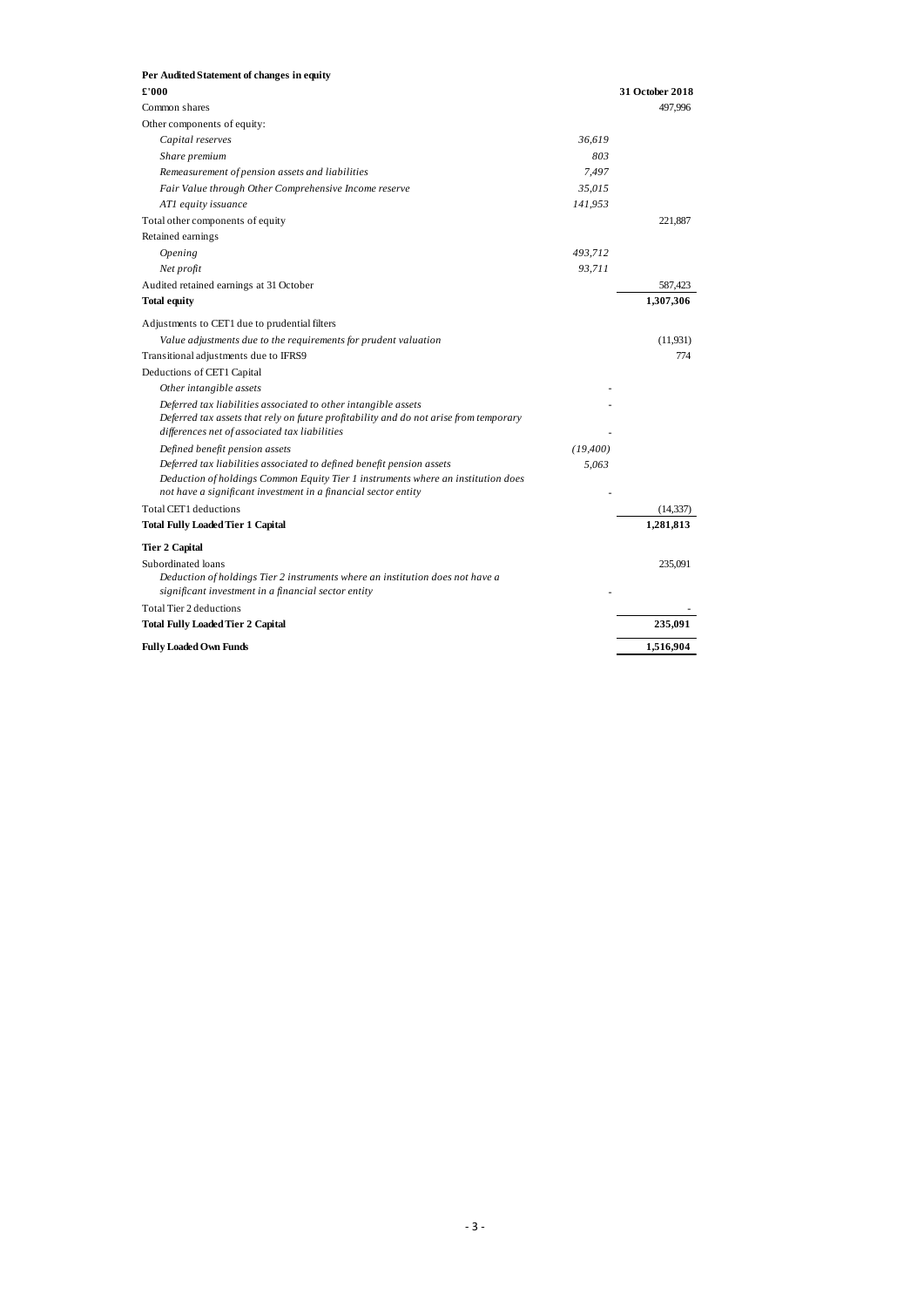**Per Audited Statement of changes in equity**

| £'000 | | 31 October 2018 |
|---|---|---|
| Common shares | | 497,996 |
| Other components of equity: | | |
| *Capital reserves* | *36,619* | |
| *Share premium* | *803* | |
| *Remeasurement of pension assets and liabilities* | *7,497* | |
| *Fair Value through Other Comprehensive Income reserve* | *35,015* | |
| *AT1 equity issuance* | *141,953* | |
| Total other components of equity | | 221,887 |
| Retained earnings | | |
| *Opening* | *493,712* | |
| *Net profit* | *93,711* | |
| Audited retained earnings at 31 October | | 587,423 |
| **Total equity** | | **1,307,306** |
| Adjustments to CET1 due to prudential filters | | |
| *Value adjustments due to the requirements for prudent valuation* | | (11,931) |
| Transitional adjustments due to IFRS9 | | 774 |
| Deductions of CET1 Capital | | |
| *Other intangible assets* | - | |
| *Deferred tax liabilities associated to other intangible assets* | - | |
| *Deferred tax assets that rely on future profitability and do not arise from temporary differences net of associated tax liabilities* | - | |
| *Defined benefit pension assets* | *(19,400)* | |
| *Deferred tax liabilities associated to defined benefit pension assets* | *5,063* | |
| *Deduction of holdings Common Equity Tier 1 instruments where an institution does not have a significant investment in a financial sector entity* | - | |
| Total CET1 deductions | | (14,337) |
| **Total Fully Loaded Tier 1 Capital** | | **1,281,813** |
| **Tier 2 Capital** | | |
| Subordinated loans | | 235,091 |
| *Deduction of holdings Tier 2 instruments where an institution does not have a significant investment in a financial sector entity* | - | |
| Total Tier 2 deductions | | - |
| **Total Fully Loaded Tier 2 Capital** | | **235,091** |
| **Fully Loaded Own Funds** | | **1,516,904** |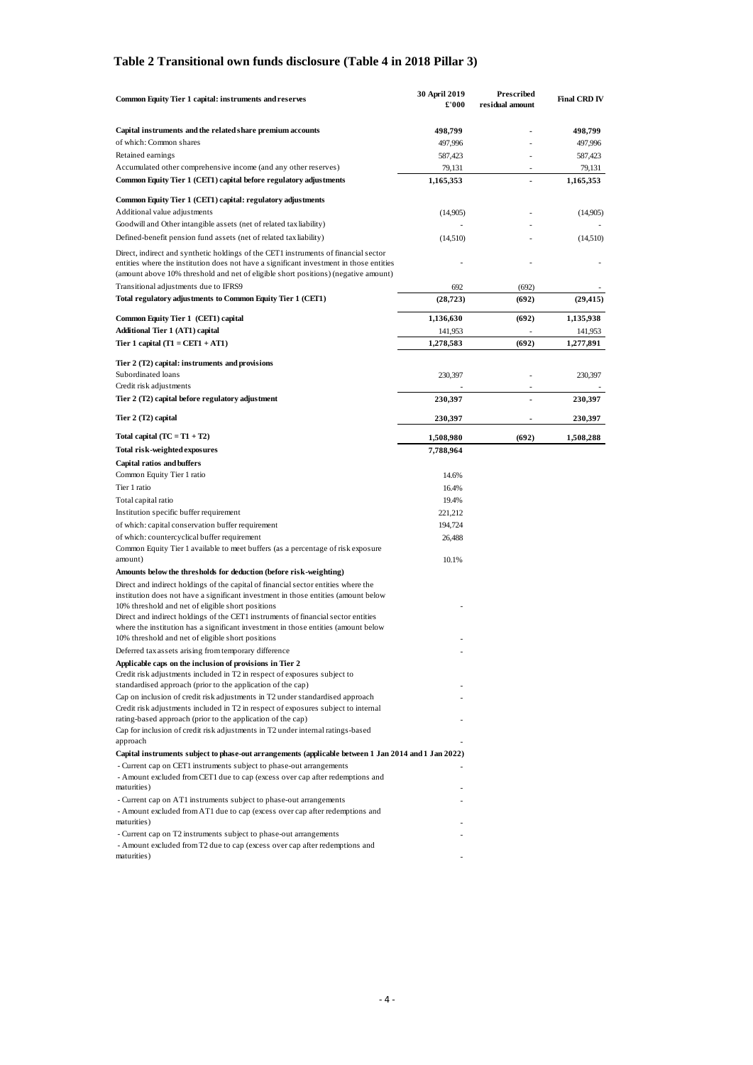## Table 2 Transitional own funds disclosure (Table 4 in 2018 Pillar 3)

| Common Equity Tier 1 capital: instruments and reserves | 30 April 2019 £'000 | Prescribed residual amount | Final CRD IV |
|---|---|---|---|
| **Capital instruments and the related share premium accounts** | **498,799** | - | **498,799** |
| of which: Common shares | 497,996 | - | 497,996 |
| Retained earnings | 587,423 | - | 587,423 |
| Accumulated other comprehensive income (and any other reserves) | 79,131 | - | 79,131 |
| **Common Equity Tier 1 (CET1) capital before regulatory adjustments** | **1,165,353** | **-** | **1,165,353** |
| **Common Equity Tier 1 (CET1) capital: regulatory adjustments** | | | |
| Additional value adjustments | (14,905) | - | (14,905) |
| Goodwill and Other intangible assets (net of related tax liability) | - | - | - |
| Defined-benefit pension fund assets (net of related tax liability) | (14,510) | - | (14,510) |
| Direct, indirect and synthetic holdings of the CET1 instruments of financial sector entities where the institution does not have a significant investment in those entities (amount above 10% threshold and net of eligible short positions) (negative amount) | - | - | - |
| Transitional adjustments due to IFRS9 | 692 | (692) | - |
| **Total regulatory adjustments to Common Equity Tier 1 (CET1)** | **(28,723)** | **(692)** | **(29,415)** |
| **Common Equity Tier 1 (CET1) capital** | **1,136,630** | **(692)** | **1,135,938** |
| **Additional Tier 1 (AT1) capital** | 141,953 | - | 141,953 |
| **Tier 1 capital (T1 = CET1 + AT1)** | **1,278,583** | **(692)** | **1,277,891** |
| **Tier 2 (T2) capital: instruments and provisions** | | | |
| Subordinated loans | 230,397 | - | 230,397 |
| Credit risk adjustments | - | - | - |
| **Tier 2 (T2) capital before regulatory adjustment** | **230,397** | **-** | **230,397** |
| **Tier 2 (T2) capital** | **230,397** | **-** | **230,397** |
| **Total capital (TC = T1 + T2)** | **1,508,980** | **(692)** | **1,508,288** |
| **Total risk-weighted exposures** | **7,788,964** | | |
| **Capital ratios and buffers** | | | |
| Common Equity Tier 1 ratio | 14.6% | | |
| Tier 1 ratio | 16.4% | | |
| Total capital ratio | 19.4% | | |
| Institution specific buffer requirement | 221,212 | | |
| of which: capital conservation buffer requirement | 194,724 | | |
| of which: countercyclical buffer requirement | 26,488 | | |
| Common Equity Tier 1 available to meet buffers (as a percentage of risk exposure amount) | 10.1% | | |
| **Amounts below the thresholds for deduction (before risk-weighting)** | | | |
| Direct and indirect holdings of the capital of financial sector entities where the institution does not have a significant investment in those entities (amount below 10% threshold and net of eligible short positions | - | | |
| Direct and indirect holdings of the CET1 instruments of financial sector entities where the institution has a significant investment in those entities (amount below 10% threshold and net of eligible short positions | - | | |
| Deferred tax assets arising from temporary difference | - | | |
| **Applicable caps on the inclusion of provisions in Tier 2** | | | |
| Credit risk adjustments included in T2 in respect of exposures subject to standardised approach (prior to the application of the cap) | - | | |
| Cap on inclusion of credit risk adjustments in T2 under standardised approach | - | | |
| Credit risk adjustments included in T2 in respect of exposures subject to internal rating-based approach (prior to the application of the cap) | - | | |
| Cap for inclusion of credit risk adjustments in T2 under internal ratings-based approach | - | | |
| **Capital instruments subject to phase-out arrangements (applicable between 1 Jan 2014 and 1 Jan 2022)** | | | |
| - Current cap on CET1 instruments subject to phase-out arrangements | - | | |
| - Amount excluded from CET1 due to cap (excess over cap after redemptions and maturities) | - | | |
| - Current cap on AT1 instruments subject to phase-out arrangements | - | | |
| - Amount excluded from AT1 due to cap (excess over cap after redemptions and maturities) | - | | |
| - Current cap on T2 instruments subject to phase-out arrangements | - | | |
| - Amount excluded from T2 due to cap (excess over cap after redemptions and maturities) | - | | |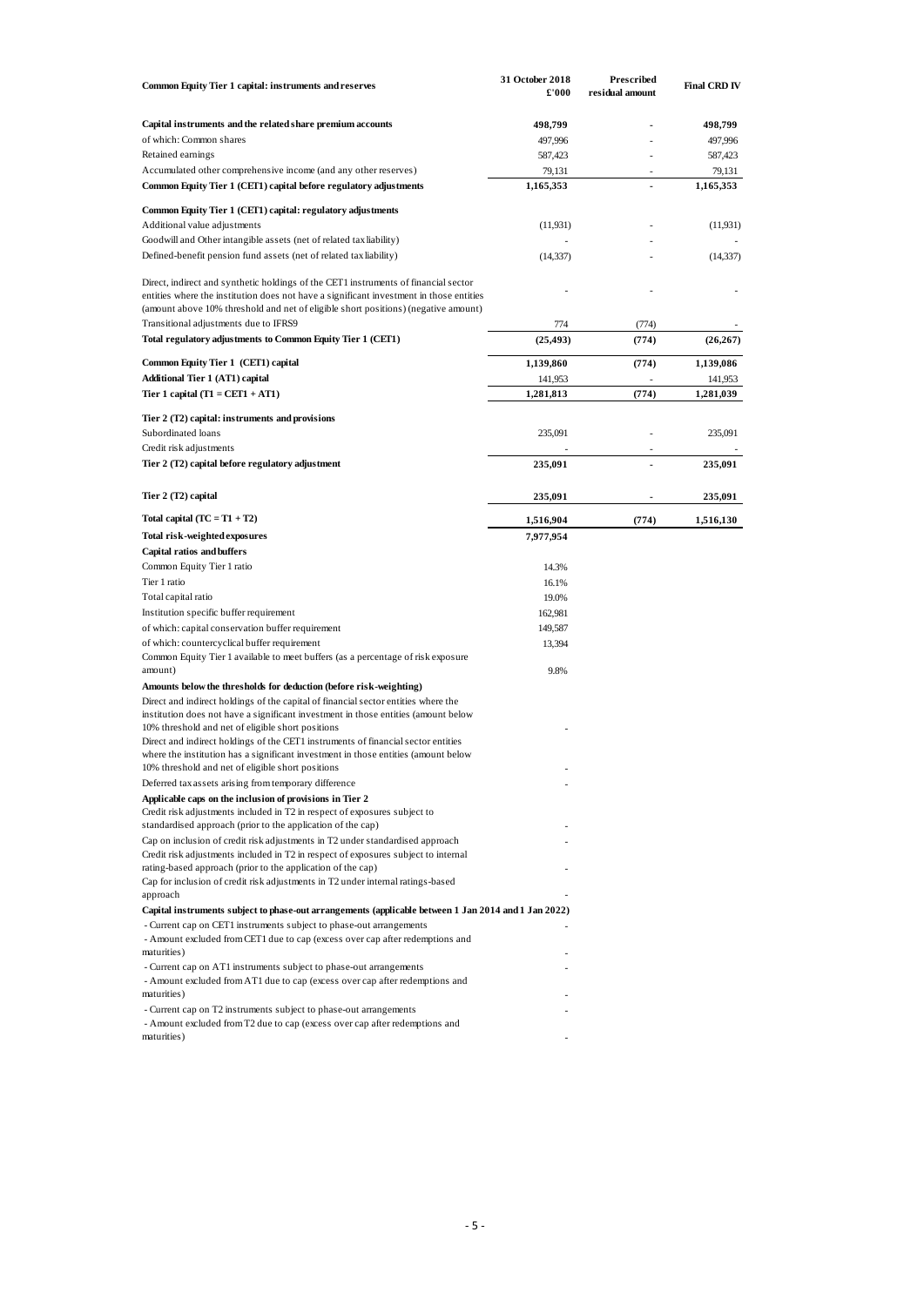| Common Equity Tier 1 capital: instruments and reserves | 31 October 2018 £'000 | Prescribed residual amount | Final CRD IV |
|---|---|---|---|
| **Capital instruments and the related share premium accounts** | **498,799** | - | **498,799** |
| of which: Common shares | 497,996 | - | 497,996 |
| Retained earnings | 587,423 | - | 587,423 |
| Accumulated other comprehensive income (and any other reserves) | 79,131 | - | 79,131 |
| **Common Equity Tier 1 (CET1) capital before regulatory adjustments** | **1,165,353** | - | **1,165,353** |
| **Common Equity Tier 1 (CET1) capital: regulatory adjustments** | | | |
| Additional value adjustments | (11,931) | - | (11,931) |
| Goodwill and Other intangible assets (net of related tax liability) | - | - | - |
| Defined-benefit pension fund assets (net of related tax liability) | (14,337) | - | (14,337) |
| Direct, indirect and synthetic holdings of the CET1 instruments of financial sector entities where the institution does not have a significant investment in those entities (amount above 10% threshold and net of eligible short positions) (negative amount) | - | - | - |
| Transitional adjustments due to IFRS9 | 774 | (774) | - |
| **Total regulatory adjustments to Common Equity Tier 1 (CET1)** | **(25,493)** | **(774)** | **(26,267)** |
| **Common Equity Tier 1 (CET1) capital** | **1,139,860** | **(774)** | **1,139,086** |
| **Additional Tier 1 (AT1) capital** | 141,953 | - | 141,953 |
| **Tier 1 capital (T1 = CET1 + AT1)** | **1,281,813** | **(774)** | **1,281,039** |
| **Tier 2 (T2) capital: instruments and provisions** | | | |
| Subordinated loans | 235,091 | - | 235,091 |
| Credit risk adjustments | - | - | - |
| **Tier 2 (T2) capital before regulatory adjustment** | **235,091** | - | **235,091** |
| **Tier 2 (T2) capital** | **235,091** | - | **235,091** |
| **Total capital (TC = T1 + T2)** | **1,516,904** | **(774)** | **1,516,130** |
| **Total risk-weighted exposures** | **7,977,954** | | |
| **Capital ratios and buffers** | | | |
| Common Equity Tier 1 ratio | 14.3% | | |
| Tier 1 ratio | 16.1% | | |
| Total capital ratio | 19.0% | | |
| Institution specific buffer requirement | 162,981 | | |
| of which: capital conservation buffer requirement | 149,587 | | |
| of which: countercyclical buffer requirement | 13,394 | | |
| Common Equity Tier 1 available to meet buffers (as a percentage of risk exposure amount) | 9.8% | | |
| **Amounts below the thresholds for deduction (before risk-weighting)** | | | |
| Direct and indirect holdings of the capital of financial sector entities where the institution does not have a significant investment in those entities (amount below 10% threshold and net of eligible short positions | - | | |
| Direct and indirect holdings of the CET1 instruments of financial sector entities where the institution has a significant investment in those entities (amount below 10% threshold and net of eligible short positions | - | | |
| Deferred tax assets arising from temporary difference | - | | |
| **Applicable caps on the inclusion of provisions in Tier 2** | | | |
| Credit risk adjustments included in T2 in respect of exposures subject to standardised approach (prior to the application of the cap) | - | | |
| Cap on inclusion of credit risk adjustments in T2 under standardised approach | - | | |
| Credit risk adjustments included in T2 in respect of exposures subject to internal rating-based approach (prior to the application of the cap) | - | | |
| Cap for inclusion of credit risk adjustments in T2 under internal ratings-based approach | - | | |
| **Capital instruments subject to phase-out arrangements (applicable between 1 Jan 2014 and 1 Jan 2022)** | | | |
| - Current cap on CET1 instruments subject to phase-out arrangements | - | | |
| - Amount excluded from CET1 due to cap (excess over cap after redemptions and maturities) | - | | |
| - Current cap on AT1 instruments subject to phase-out arrangements | - | | |
| - Amount excluded from AT1 due to cap (excess over cap after redemptions and maturities) | - | | |
| - Current cap on T2 instruments subject to phase-out arrangements | - | | |
| - Amount excluded from T2 due to cap (excess over cap after redemptions and maturities) | - | | |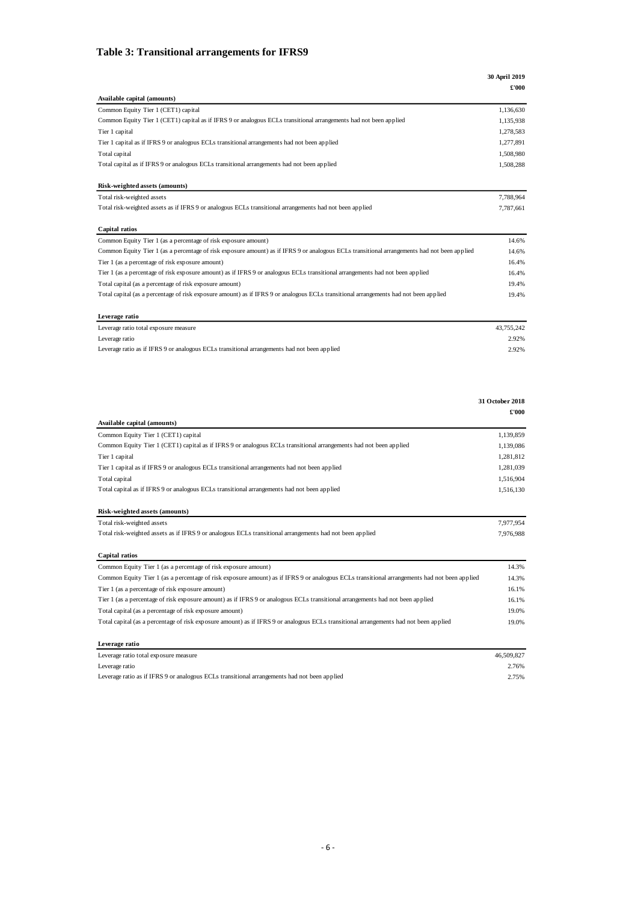## Table 3: Transitional arrangements for IFRS9

| | 30 April 2019 |
|---|---|
| | £'000 |
| **Available capital (amounts)** | |
| Common Equity Tier 1 (CET1) capital | 1,136,630 |
| Common Equity Tier 1 (CET1) capital as if IFRS 9 or analogous ECLs transitional arrangements had not been applied | 1,135,938 |
| Tier 1 capital | 1,278,583 |
| Tier 1 capital as if IFRS 9 or analogous ECLs transitional arrangements had not been applied | 1,277,891 |
| Total capital | 1,508,980 |
| Total capital as if IFRS 9 or analogous ECLs transitional arrangements had not been applied | 1,508,288 |
| **Risk-weighted assets (amounts)** | |
| Total risk-weighted assets | 7,788,964 |
| Total risk-weighted assets as if IFRS 9 or analogous ECLs transitional arrangements had not been applied | 7,787,661 |
| **Capital ratios** | |
| Common Equity Tier 1 (as a percentage of risk exposure amount) | 14.6% |
| Common Equity Tier 1 (as a percentage of risk exposure amount) as if IFRS 9 or analogous ECLs transitional arrangements had not been applied | 14.6% |
| Tier 1 (as a percentage of risk exposure amount) | 16.4% |
| Tier 1 (as a percentage of risk exposure amount) as if IFRS 9 or analogous ECLs transitional arrangements had not been applied | 16.4% |
| Total capital (as a percentage of risk exposure amount) | 19.4% |
| Total capital (as a percentage of risk exposure amount) as if IFRS 9 or analogous ECLs transitional arrangements had not been applied | 19.4% |
| **Leverage ratio** | |
| Leverage ratio total exposure measure | 43,755,242 |
| Leverage ratio | 2.92% |
| Leverage ratio as if IFRS 9 or analogous ECLs transitional arrangements had not been applied | 2.92% |

| | 31 October 2018 |
|---|---|
| | £'000 |
| **Available capital (amounts)** | |
| Common Equity Tier 1 (CET1) capital | 1,139,859 |
| Common Equity Tier 1 (CET1) capital as if IFRS 9 or analogous ECLs transitional arrangements had not been applied | 1,139,086 |
| Tier 1 capital | 1,281,812 |
| Tier 1 capital as if IFRS 9 or analogous ECLs transitional arrangements had not been applied | 1,281,039 |
| Total capital | 1,516,904 |
| Total capital as if IFRS 9 or analogous ECLs transitional arrangements had not been applied | 1,516,130 |
| **Risk-weighted assets (amounts)** | |
| Total risk-weighted assets | 7,977,954 |
| Total risk-weighted assets as if IFRS 9 or analogous ECLs transitional arrangements had not been applied | 7,976,988 |
| **Capital ratios** | |
| Common Equity Tier 1 (as a percentage of risk exposure amount) | 14.3% |
| Common Equity Tier 1 (as a percentage of risk exposure amount) as if IFRS 9 or analogous ECLs transitional arrangements had not been applied | 14.3% |
| Tier 1 (as a percentage of risk exposure amount) | 16.1% |
| Tier 1 (as a percentage of risk exposure amount) as if IFRS 9 or analogous ECLs transitional arrangements had not been applied | 16.1% |
| Total capital (as a percentage of risk exposure amount) | 19.0% |
| Total capital (as a percentage of risk exposure amount) as if IFRS 9 or analogous ECLs transitional arrangements had not been applied | 19.0% |
| **Leverage ratio** | |
| Leverage ratio total exposure measure | 46,509,827 |
| Leverage ratio | 2.76% |
| Leverage ratio as if IFRS 9 or analogous ECLs transitional arrangements had not been applied | 2.75% |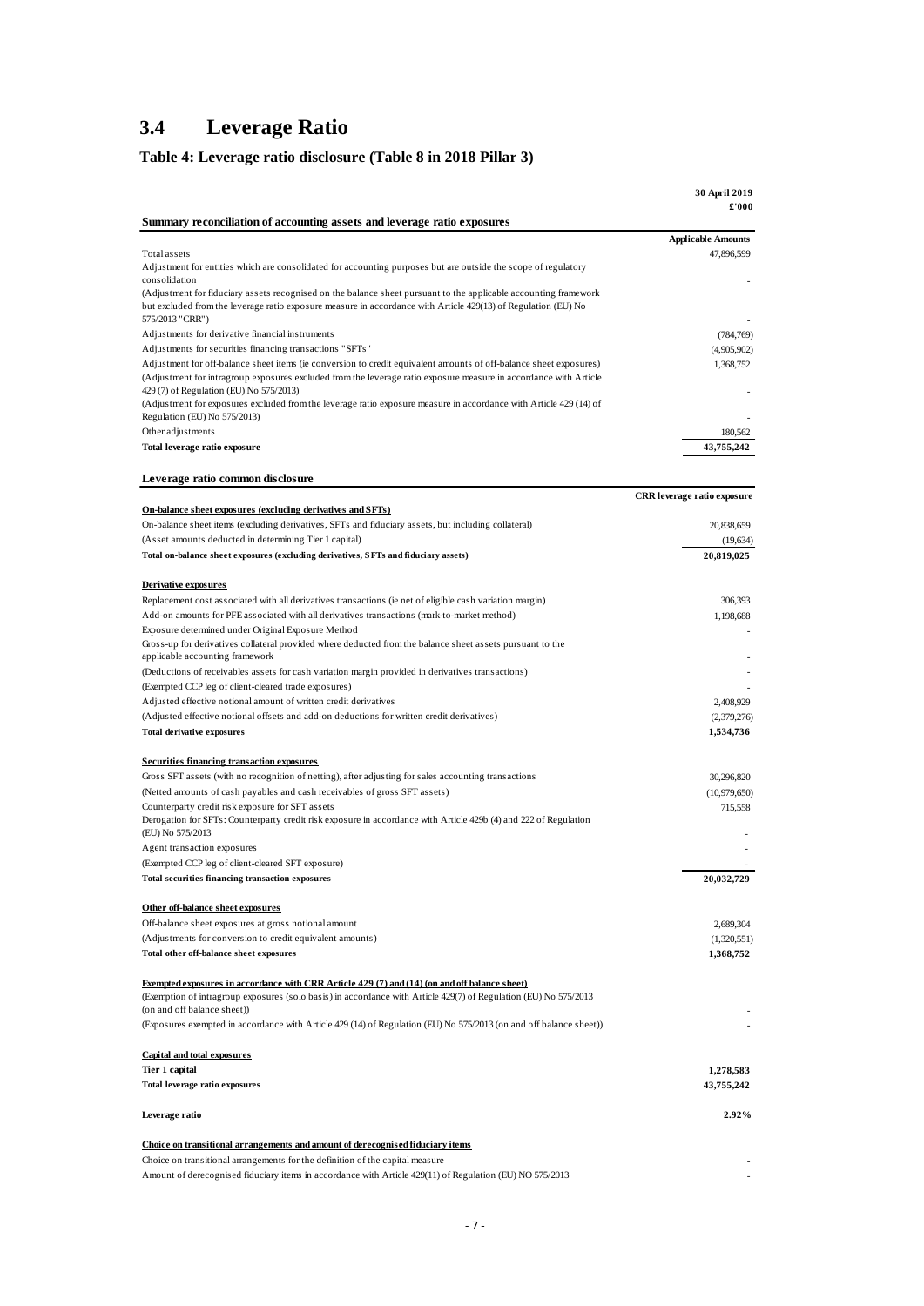## 3.4 Leverage Ratio

### Table 4: Leverage ratio disclosure (Table 8 in 2018 Pillar 3)

| | 30 April 2019 £'000 |
|---|---|
| **Summary reconciliation of accounting assets and leverage ratio exposures** | **Applicable Amounts** |
| Total assets | 47,896,599 |
| Adjustment for entities which are consolidated for accounting purposes but are outside the scope of regulatory consolidation | - |
| (Adjustment for fiduciary assets recognised on the balance sheet pursuant to the applicable accounting framework but excluded from the leverage ratio exposure measure in accordance with Article 429(13) of Regulation (EU) No 575/2013 "CRR") | - |
| Adjustments for derivative financial instruments | (784,769) |
| Adjustments for securities financing transactions "SFTs" | (4,905,902) |
| Adjustment for off-balance sheet items (ie conversion to credit equivalent amounts of off-balance sheet exposures) | 1,368,752 |
| (Adjustment for intragroup exposures excluded from the leverage ratio exposure measure in accordance with Article 429 (7) of Regulation (EU) No 575/2013) | - |
| (Adjustment for exposures excluded from the leverage ratio exposure measure in accordance with Article 429 (14) of Regulation (EU) No 575/2013) | - |
| Other adjustments | 180,562 |
| **Total leverage ratio exposure** | **43,755,242** |

| **Leverage ratio common disclosure** | **CRR leverage ratio exposure** |
|---|---|
| **On-balance sheet exposures (excluding derivatives and SFTs)** | |
| On-balance sheet items (excluding derivatives, SFTs and fiduciary assets, but including collateral) | 20,838,659 |
| (Asset amounts deducted in determining Tier 1 capital) | (19,634) |
| **Total on-balance sheet exposures (excluding derivatives, SFTs and fiduciary assets)** | **20,819,025** |
| **Derivative exposures** | |
| Replacement cost associated with all derivatives transactions (ie net of eligible cash variation margin) | 306,393 |
| Add-on amounts for PFE associated with all derivatives transactions (mark-to-market method) | 1,198,688 |
| Exposure determined under Original Exposure Method | - |
| Gross-up for derivatives collateral provided where deducted from the balance sheet assets pursuant to the applicable accounting framework | - |
| (Deductions of receivables assets for cash variation margin provided in derivatives transactions) | - |
| (Exempted CCP leg of client-cleared trade exposures) | - |
| Adjusted effective notional amount of written credit derivatives | 2,408,929 |
| (Adjusted effective notional offsets and add-on deductions for written credit derivatives) | (2,379,276) |
| **Total derivative exposures** | **1,534,736** |
| **Securities financing transaction exposures** | |
| Gross SFT assets (with no recognition of netting), after adjusting for sales accounting transactions | 30,296,820 |
| (Netted amounts of cash payables and cash receivables of gross SFT assets) | (10,979,650) |
| Counterparty credit risk exposure for SFT assets | 715,558 |
| Derogation for SFTs: Counterparty credit risk exposure in accordance with Article 429b (4) and 222 of Regulation (EU) No 575/2013 | - |
| Agent transaction exposures | - |
| (Exempted CCP leg of client-cleared SFT exposure) | - |
| **Total securities financing transaction exposures** | **20,032,729** |
| **Other off-balance sheet exposures** | |
| Off-balance sheet exposures at gross notional amount | 2,689,304 |
| (Adjustments for conversion to credit equivalent amounts) | (1,320,551) |
| **Total other off-balance sheet exposures** | **1,368,752** |
| **Exempted exposures in accordance with CRR Article 429 (7) and (14) (on and off balance sheet)** | |
| (Exemption of intragroup exposures (solo basis) in accordance with Article 429(7) of Regulation (EU) No 575/2013 (on and off balance sheet)) | - |
| (Exposures exempted in accordance with Article 429 (14) of Regulation (EU) No 575/2013 (on and off balance sheet)) | - |
| **Capital and total exposures** | |
| **Tier 1 capital** | **1,278,583** |
| **Total leverage ratio exposures** | **43,755,242** |
| **Leverage ratio** | **2.92%** |
| **Choice on transitional arrangements and amount of derecognised fiduciary items** | |
| Choice on transitional arrangements for the definition of the capital measure | - |
| Amount of derecognised fiduciary items in accordance with Article 429(11) of Regulation (EU) NO 575/2013 | - |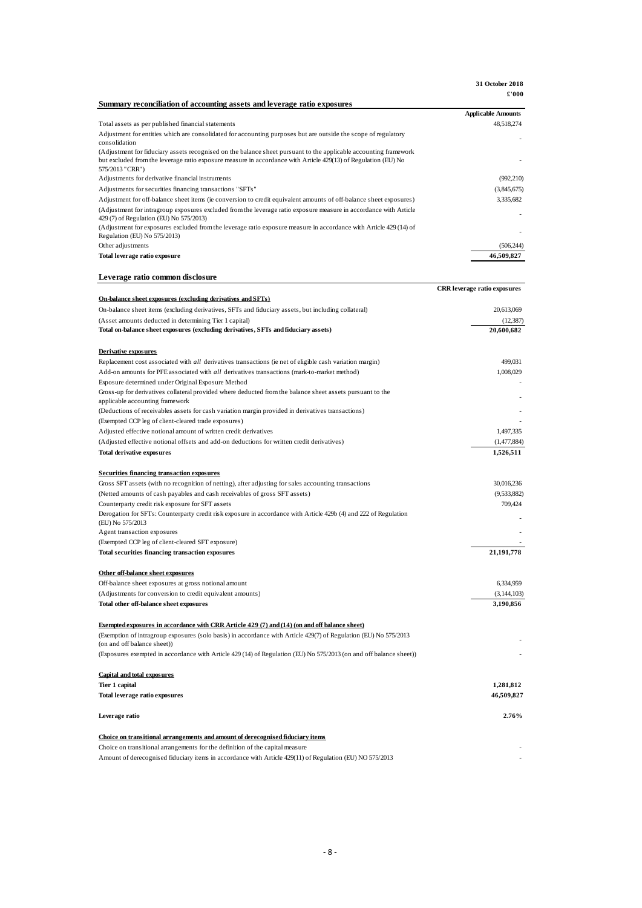| Summary reconciliation of accounting assets and leverage ratio exposures | 31 October 2018 £'000 |
|---|---|
| | **Applicable Amounts** |
| Total assets as per published financial statements | 48,518,274 |
| Adjustment for entities which are consolidated for accounting purposes but are outside the scope of regulatory consolidation | - |
| (Adjustment for fiduciary assets recognised on the balance sheet pursuant to the applicable accounting framework but excluded from the leverage ratio exposure measure in accordance with Article 429(13) of Regulation (EU) No 575/2013 "CRR") | - |
| Adjustments for derivative financial instruments | (992,210) |
| Adjustments for securities financing transactions "SFTs" | (3,845,675) |
| Adjustment for off-balance sheet items (ie conversion to credit equivalent amounts of off-balance sheet exposures) | 3,335,682 |
| (Adjustment for intragroup exposures excluded from the leverage ratio exposure measure in accordance with Article 429 (7) of Regulation (EU) No 575/2013) | - |
| (Adjustment for exposures excluded from the leverage ratio exposure measure in accordance with Article 429 (14) of Regulation (EU) No 575/2013) | - |
| Other adjustments | (506,244) |
| **Total leverage ratio exposure** | **46,509,827** |

| Leverage ratio common disclosure | |
|---|---|
| | **CRR leverage ratio exposures** |
| **On-balance sheet exposures (excluding derivatives and SFTs)** | |
| On-balance sheet items (excluding derivatives, SFTs and fiduciary assets, but including collateral) | 20,613,069 |
| (Asset amounts deducted in determining Tier 1 capital) | (12,387) |
| **Total on-balance sheet exposures (excluding derivatives, SFTs and fiduciary assets)** | **20,600,682** |
| **Derivative exposures** | |
| Replacement cost associated with *all* derivatives transactions (ie net of eligible cash variation margin) | 499,031 |
| Add-on amounts for PFE associated with *all* derivatives transactions (mark-to-market method) | 1,008,029 |
| Exposure determined under Original Exposure Method | - |
| Gross-up for derivatives collateral provided where deducted from the balance sheet assets pursuant to the applicable accounting framework | - |
| (Deductions of receivables assets for cash variation margin provided in derivatives transactions) | - |
| (Exempted CCP leg of client-cleared trade exposures) | - |
| Adjusted effective notional amount of written credit derivatives | 1,497,335 |
| (Adjusted effective notional offsets and add-on deductions for written credit derivatives) | (1,477,884) |
| **Total derivative exposures** | **1,526,511** |
| **Securities financing transaction exposures** | |
| Gross SFT assets (with no recognition of netting), after adjusting for sales accounting transactions | 30,016,236 |
| (Netted amounts of cash payables and cash receivables of gross SFT assets) | (9,533,882) |
| Counterparty credit risk exposure for SFT assets | 709,424 |
| Derogation for SFTs: Counterparty credit risk exposure in accordance with Article 429b (4) and 222 of Regulation (EU) No 575/2013 | - |
| Agent transaction exposures | - |
| (Exempted CCP leg of client-cleared SFT exposure) | - |
| **Total securities financing transaction exposures** | **21,191,778** |
| **Other off-balance sheet exposures** | |
| Off-balance sheet exposures at gross notional amount | 6,334,959 |
| (Adjustments for conversion to credit equivalent amounts) | (3,144,103) |
| **Total other off-balance sheet exposures** | **3,190,856** |
| **Exempted exposures in accordance with CRR Article 429 (7) and (14) (on and off balance sheet)** | |
| (Exemption of intragroup exposures (solo basis) in accordance with Article 429(7) of Regulation (EU) No 575/2013 (on and off balance sheet)) | - |
| (Exposures exempted in accordance with Article 429 (14) of Regulation (EU) No 575/2013 (on and off balance sheet)) | - |
| **Capital and total exposures** | |
| **Tier 1 capital** | **1,281,812** |
| **Total leverage ratio exposures** | **46,509,827** |
| **Leverage ratio** | **2.76%** |
| **Choice on transitional arrangements and amount of derecognised fiduciary items** | |
| Choice on transitional arrangements for the definition of the capital measure | - |
| Amount of derecognised fiduciary items in accordance with Article 429(11) of Regulation (EU) NO 575/2013 | - |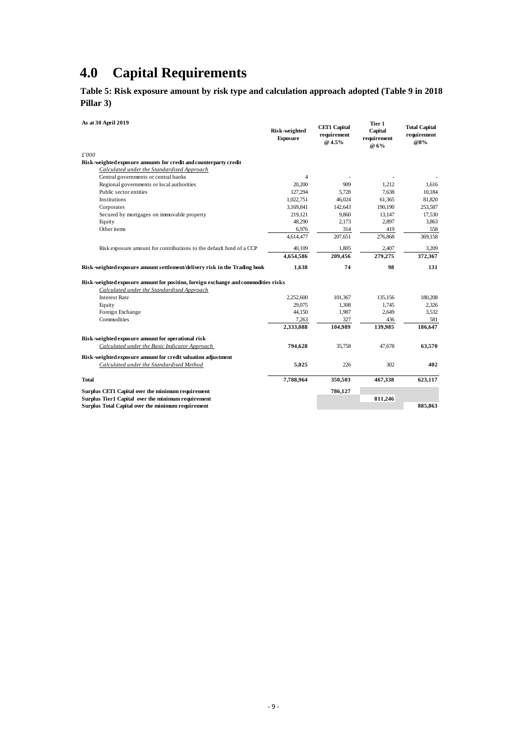# 4.0 Capital Requirements

## Table 5: Risk exposure amount by risk type and calculation approach adopted (Table 9 in 2018 Pillar 3)

| As at 30 April 2019 | Risk-weighted Exposure | CET1 Capital requirement @ 4.5% | Tier 1 Capital requirement @ 6% | Total Capital requirement @8% |
|---|---|---|---|---|
| *£'000* | | | | |
| **Risk-weighted exposure amounts for credit and counterparty credit** | | | | |
| *Calculated under the Standardised Approach* | | | | |
| Central governments or central banks | 4 | - | - | - |
| Regional governments or local authorities | 20,200 | 909 | 1,212 | 1,616 |
| Public sector entities | 127,294 | 5,728 | 7,638 | 10,184 |
| Institutions | 1,022,751 | 46,024 | 61,365 | 81,820 |
| Corporates | 3,169,841 | 142,643 | 190,190 | 253,587 |
| Secured by mortgages on immovable property | 219,121 | 9,860 | 13,147 | 17,530 |
| Equity | 48,290 | 2,173 | 2,897 | 3,863 |
| Other items | 6,976 | 314 | 419 | 558 |
| | 4,614,477 | 207,651 | 276,868 | 369,158 |
| Risk exposure amount for contributions to the default fund of a CCP | 40,109 | 1,805 | 2,407 | 3,209 |
| | **4,654,586** | **209,456** | **279,275** | **372,367** |
| **Risk-weighted exposure amount settlement/delivery risk in the Trading book** | **1,638** | **74** | **98** | **131** |
| **Risk-weighted exposure amount for position, foreign exchange and commodities risks** | | | | |
| *Calculated under the Standardised Approach* | | | | |
| Interest Rate | 2,252,600 | 101,367 | 135,156 | 180,208 |
| Equity | 29,075 | 1,308 | 1,745 | 2,326 |
| Foreign Exchange | 44,150 | 1,987 | 2,649 | 3,532 |
| Commodities | 7,263 | 327 | 436 | 581 |
| | **2,333,088** | **104,989** | **139,985** | **186,647** |
| **Risk-weighted exposure amount for operational risk** | | | | |
| *Calculated under the Basic Indicator Approach* | **794,628** | 35,758 | 47,678 | **63,570** |
| **Risk-weighted exposure amount for credit valuation adjustment** | | | | |
| *Calculated under the Standardised Method* | **5,025** | 226 | 302 | **402** |
| **Total** | **7,788,964** | **350,503** | **467,338** | **623,117** |
| **Surplus CET1 Capital over the minimum requirement** | | **786,127** | | |
| **Surplus Tier1 Capital over the minimum requirement** | | | **811,246** | |
| **Surplus Total Capital over the minimum requirement** | | | | **885,863** |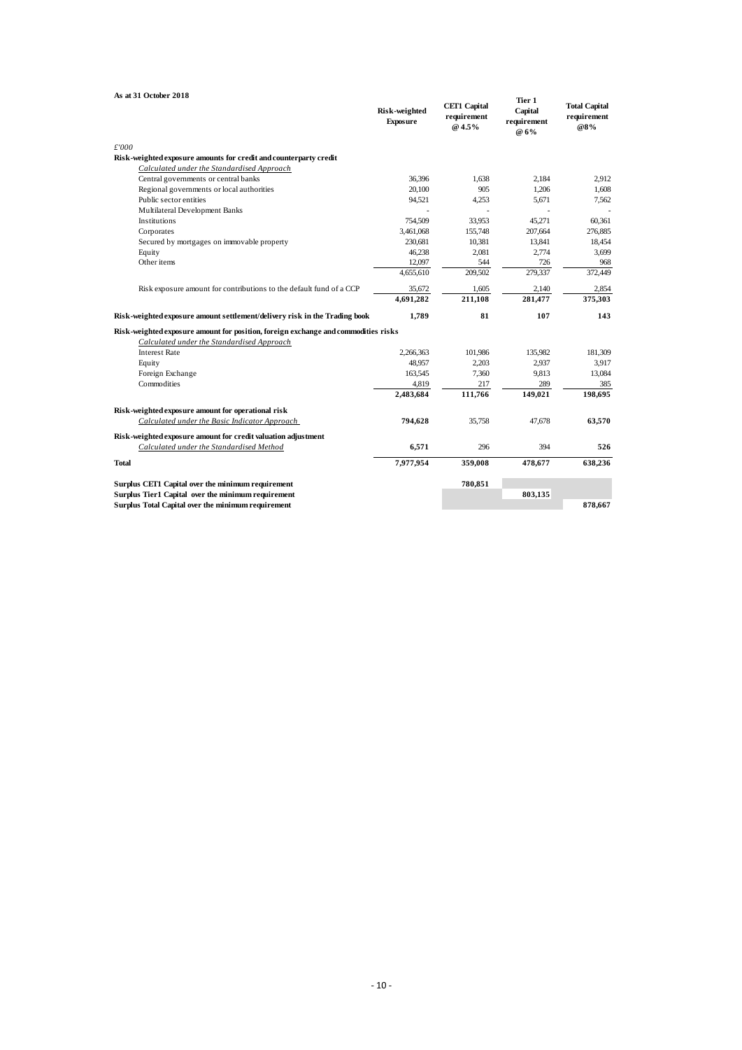**As at 31 October 2018**

| £'000 | Risk-weighted Exposure | CET1 Capital requirement @ 4.5% | Tier 1 Capital requirement @ 6% | Total Capital requirement @8% |
|---|---|---|---|---|
| **Risk-weighted exposure amounts for credit and counterparty credit** | | | | |
| *Calculated under the Standardised Approach* | | | | |
| Central governments or central banks | 36,396 | 1,638 | 2,184 | 2,912 |
| Regional governments or local authorities | 20,100 | 905 | 1,206 | 1,608 |
| Public sector entities | 94,521 | 4,253 | 5,671 | 7,562 |
| Multilateral Development Banks | - | - | - | - |
| Institutions | 754,509 | 33,953 | 45,271 | 60,361 |
| Corporates | 3,461,068 | 155,748 | 207,664 | 276,885 |
| Secured by mortgages on immovable property | 230,681 | 10,381 | 13,841 | 18,454 |
| Equity | 46,238 | 2,081 | 2,774 | 3,699 |
| Other items | 12,097 | 544 | 726 | 968 |
| | 4,655,610 | 209,502 | 279,337 | 372,449 |
| Risk exposure amount for contributions to the default fund of a CCP | 35,672 | 1,605 | 2,140 | 2,854 |
| | **4,691,282** | **211,108** | **281,477** | **375,303** |
| **Risk-weighted exposure amount settlement/delivery risk in the Trading book** | **1,789** | **81** | **107** | **143** |
| **Risk-weighted exposure amount for position, foreign exchange and commodities risks** | | | | |
| *Calculated under the Standardised Approach* | | | | |
| Interest Rate | 2,266,363 | 101,986 | 135,982 | 181,309 |
| Equity | 48,957 | 2,203 | 2,937 | 3,917 |
| Foreign Exchange | 163,545 | 7,360 | 9,813 | 13,084 |
| Commodities | 4,819 | 217 | 289 | 385 |
| | **2,483,684** | **111,766** | **149,021** | **198,695** |
| **Risk-weighted exposure amount for operational risk** | | | | |
| *Calculated under the Basic Indicator Approach* | **794,628** | 35,758 | 47,678 | **63,570** |
| **Risk-weighted exposure amount for credit valuation adjustment** | | | | |
| *Calculated under the Standardised Method* | **6,571** | 296 | 394 | **526** |
| **Total** | **7,977,954** | **359,008** | **478,677** | **638,236** |
| **Surplus CET1 Capital over the minimum requirement** | | **780,851** | | |
| **Surplus Tier1 Capital over the minimum requirement** | | | **803,135** | |
| **Surplus Total Capital over the minimum requirement** | | | | **878,667** |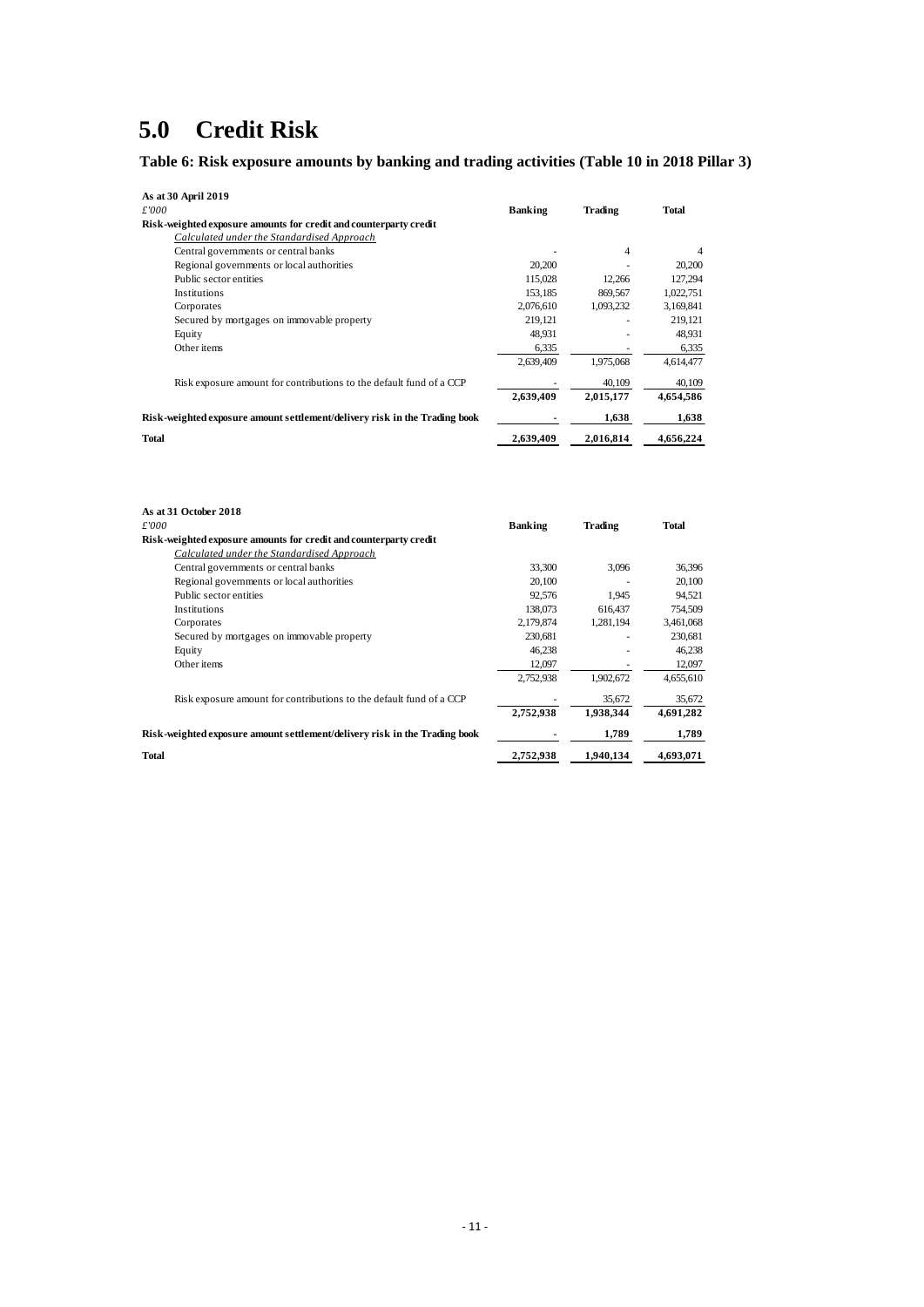# 5.0 Credit Risk

**Table 6: Risk exposure amounts by banking and trading activities (Table 10 in 2018 Pillar 3)**

| **As at 30 April 2019** | | | |
|---|---|---|---|
| *£'000* | **Banking** | **Trading** | **Total** |
| **Risk-weighted exposure amounts for credit and counterparty credit** | | | |
| *Calculated under the Standardised Approach* | | | |
| Central governments or central banks | - | 4 | 4 |
| Regional governments or local authorities | 20,200 | - | 20,200 |
| Public sector entities | 115,028 | 12,266 | 127,294 |
| Institutions | 153,185 | 869,567 | 1,022,751 |
| Corporates | 2,076,610 | 1,093,232 | 3,169,841 |
| Secured by mortgages on immovable property | 219,121 | - | 219,121 |
| Equity | 48,931 | - | 48,931 |
| Other items | 6,335 | - | 6,335 |
| | 2,639,409 | 1,975,068 | 4,614,477 |
| Risk exposure amount for contributions to the default fund of a CCP | - | 40,109 | 40,109 |
| | **2,639,409** | **2,015,177** | **4,654,586** |
| **Risk-weighted exposure amount settlement/delivery risk in the Trading book** | **-** | **1,638** | **1,638** |
| **Total** | **2,639,409** | **2,016,814** | **4,656,224** |

| **As at 31 October 2018** | | | |
|---|---|---|---|
| *£'000* | **Banking** | **Trading** | **Total** |
| **Risk-weighted exposure amounts for credit and counterparty credit** | | | |
| *Calculated under the Standardised Approach* | | | |
| Central governments or central banks | 33,300 | 3,096 | 36,396 |
| Regional governments or local authorities | 20,100 | - | 20,100 |
| Public sector entities | 92,576 | 1,945 | 94,521 |
| Institutions | 138,073 | 616,437 | 754,509 |
| Corporates | 2,179,874 | 1,281,194 | 3,461,068 |
| Secured by mortgages on immovable property | 230,681 | - | 230,681 |
| Equity | 46,238 | - | 46,238 |
| Other items | 12,097 | - | 12,097 |
| | 2,752,938 | 1,902,672 | 4,655,610 |
| Risk exposure amount for contributions to the default fund of a CCP | - | 35,672 | 35,672 |
| | **2,752,938** | **1,938,344** | **4,691,282** |
| **Risk-weighted exposure amount settlement/delivery risk in the Trading book** | **-** | **1,789** | **1,789** |
| **Total** | **2,752,938** | **1,940,134** | **4,693,071** |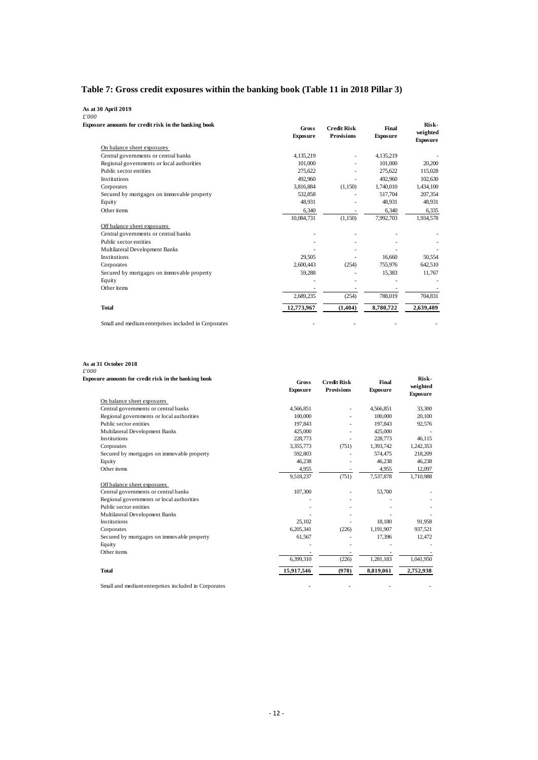# Table 7: Gross credit exposures within the banking book (Table 11 in 2018 Pillar 3)

**As at 30 April 2019**

*£'000*

| **Exposure amounts for credit risk in the banking book** | **Gross Exposure** | **Credit Risk Provisions** | **Final Exposure** | **Risk-weighted Exposure** |
|---|---|---|---|---|
| On balance sheet exposures | | | | |
| Central governments or central banks | 4,135,219 | - | 4,135,219 | - |
| Regional governments or local authorities | 101,000 | - | 101,000 | 20,200 |
| Public sector entities | 275,622 | - | 275,622 | 115,028 |
| Institutions | 492,960 | - | 492,960 | 102,630 |
| Corporates | 3,816,884 | (1,150) | 1,740,010 | 1,434,100 |
| Secured by mortgages on immovable property | 532,858 | - | 517,704 | 207,354 |
| Equity | 48,931 | - | 48,931 | 48,931 |
| Other items | 6,340 | - | 6,340 | 6,335 |
| | 10,084,731 | (1,150) | 7,992,703 | 1,934,578 |
| Off balance sheet exposures | | | | |
| Central governments or central banks | - | - | - | - |
| Public sector entities | - | - | - | - |
| Multilateral Development Banks | - | - | - | - |
| Institutions | 29,505 | - | 16,660 | 50,554 |
| Corporates | 2,600,443 | (254) | 755,976 | 642,510 |
| Secured by mortgages on immovable property | 59,288 | - | 15,383 | 11,767 |
| Equity | - | - | - | - |
| Other items | - | - | - | - |
| | 2,689,235 | (254) | 788,019 | 704,831 |
| **Total** | **12,773,967** | **(1,404)** | **8,780,722** | **2,639,409** |
| Small and medium enterprises included in Corporates | - | - | - | - |

**As at 31 October 2018**

*£'000*

| **Exposure amounts for credit risk in the banking book** | **Gross Exposure** | **Credit Risk Provisions** | **Final Exposure** | **Risk-weighted Exposure** |
|---|---|---|---|---|
| On balance sheet exposures | | | | |
| Central governments or central banks | 4,566,851 | - | 4,566,851 | 33,300 |
| Regional governments or local authorities | 100,000 | - | 100,000 | 20,100 |
| Public sector entities | 197,843 | - | 197,843 | 92,576 |
| Multilateral Development Banks | 425,000 | - | 425,000 | - |
| Institutions | 228,773 | - | 228,773 | 46,115 |
| Corporates | 3,355,773 | (751) | 1,393,742 | 1,242,353 |
| Secured by mortgages on immovable property | 592,803 | - | 574,475 | 218,209 |
| Equity | 46,238 | - | 46,238 | 46,238 |
| Other items | 4,955 | - | 4,955 | 12,097 |
| | 9,518,237 | (751) | 7,537,878 | 1,710,988 |
| Off balance sheet exposures | | | | |
| Central governments or central banks | 107,300 | - | 53,700 | - |
| Regional governments or local authorities | - | - | - | - |
| Public sector entities | - | - | - | - |
| Multilateral Development Banks | - | - | - | - |
| Institutions | 25,102 | - | 18,180 | 91,958 |
| Corporates | 6,205,341 | (226) | 1,191,907 | 937,521 |
| Secured by mortgages on immovable property | 61,567 | - | 17,396 | 12,472 |
| Equity | - | - | - | - |
| Other items | - | - | - | - |
| | 6,399,310 | (226) | 1,281,183 | 1,041,950 |
| **Total** | **15,917,546** | **(978)** | **8,819,061** | **2,752,938** |
| Small and medium enterprises included in Corporates | - | - | - | - |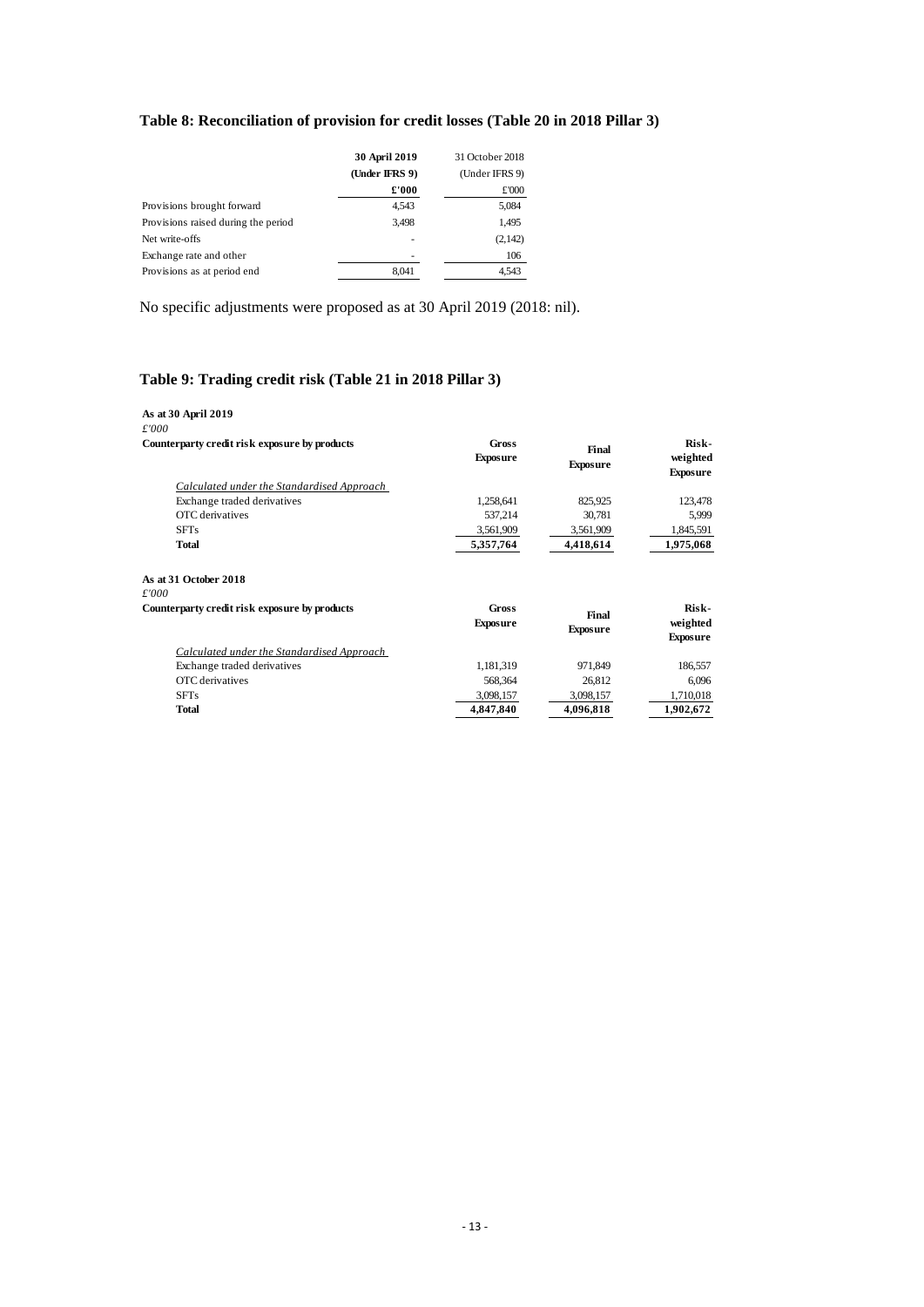### Table 8: Reconciliation of provision for credit losses (Table 20 in 2018 Pillar 3)

| | **30 April 2019** | 31 October 2018 |
|---|---|---|
| | **(Under IFRS 9)** | (Under IFRS 9) |
| | **£'000** | £'000 |
| Provisions brought forward | 4,543 | 5,084 |
| Provisions raised during the period | 3,498 | 1,495 |
| Net write-offs | - | (2,142) |
| Exchange rate and other | - | 106 |
| Provisions as at period end | 8,041 | 4,543 |

No specific adjustments were proposed as at 30 April 2019 (2018: nil).

### Table 9: Trading credit risk (Table 21 in 2018 Pillar 3)

**As at 30 April 2019**
*£'000*

| **Counterparty credit risk exposure by products** | **Gross Exposure** | **Final Exposure** | **Risk-weighted Exposure** |
|---|---|---|---|
| *Calculated under the Standardised Approach* | | | |
| Exchange traded derivatives | 1,258,641 | 825,925 | 123,478 |
| OTC derivatives | 537,214 | 30,781 | 5,999 |
| SFTs | 3,561,909 | 3,561,909 | 1,845,591 |
| **Total** | **5,357,764** | **4,418,614** | **1,975,068** |

**As at 31 October 2018**
*£'000*

| **Counterparty credit risk exposure by products** | **Gross Exposure** | **Final Exposure** | **Risk-weighted Exposure** |
|---|---|---|---|
| *Calculated under the Standardised Approach* | | | |
| Exchange traded derivatives | 1,181,319 | 971,849 | 186,557 |
| OTC derivatives | 568,364 | 26,812 | 6,096 |
| SFTs | 3,098,157 | 3,098,157 | 1,710,018 |
| **Total** | **4,847,840** | **4,096,818** | **1,902,672** |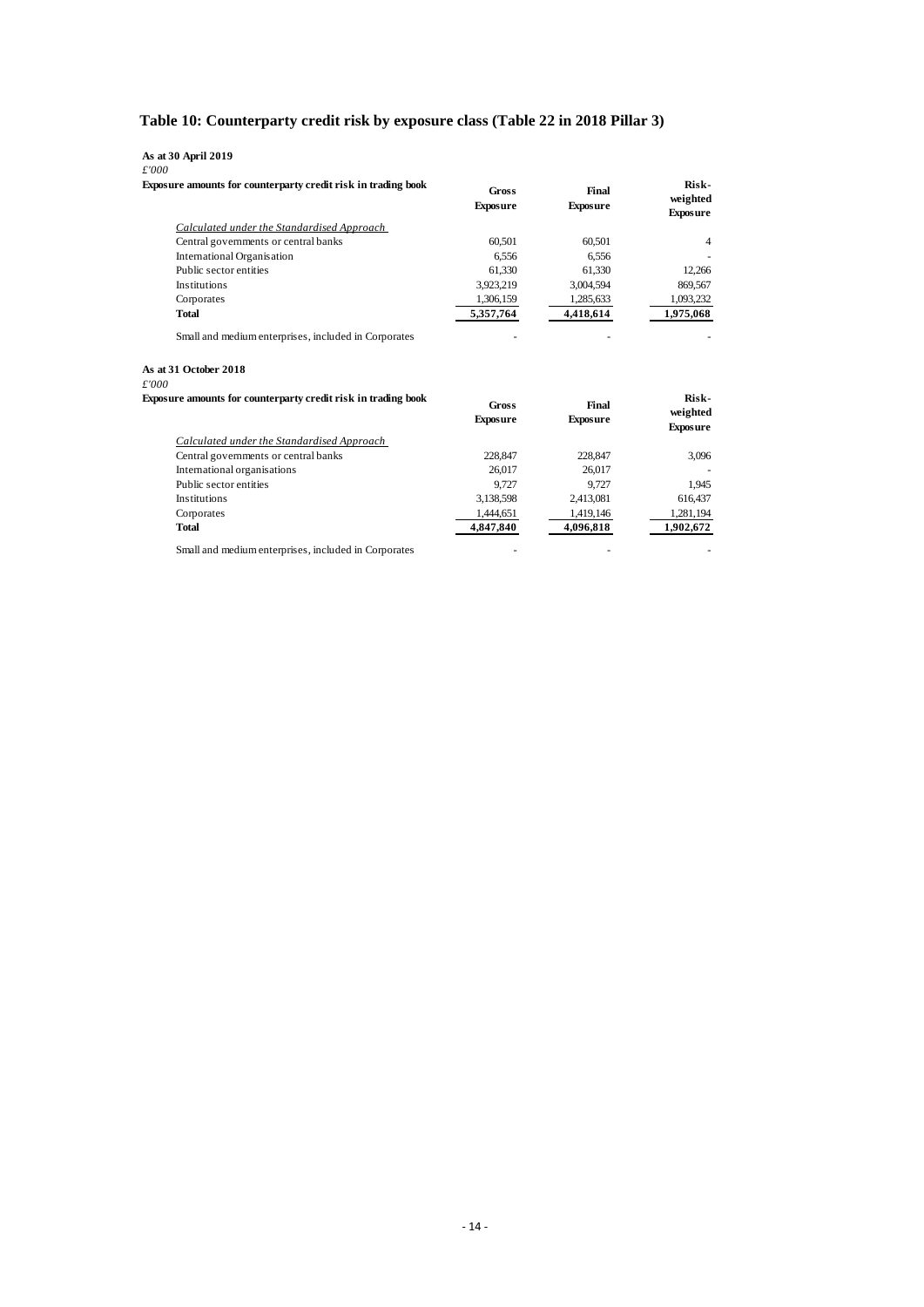## Table 10: Counterparty credit risk by exposure class (Table 22 in 2018 Pillar 3)

**As at 30 April 2019**

*£'000*

| **Exposure amounts for counterparty credit risk in trading book** | **Gross Exposure** | **Final Exposure** | **Risk-weighted Exposure** |
|---|---|---|---|
| *Calculated under the Standardised Approach* | | | |
| Central governments or central banks | 60,501 | 60,501 | 4 |
| International Organisation | 6,556 | 6,556 | - |
| Public sector entities | 61,330 | 61,330 | 12,266 |
| Institutions | 3,923,219 | 3,004,594 | 869,567 |
| Corporates | 1,306,159 | 1,285,633 | 1,093,232 |
| **Total** | **5,357,764** | **4,418,614** | **1,975,068** |
| Small and medium enterprises, included in Corporates | - | - | - |

**As at 31 October 2018**

*£'000*

| **Exposure amounts for counterparty credit risk in trading book** | **Gross Exposure** | **Final Exposure** | **Risk-weighted Exposure** |
|---|---|---|---|
| *Calculated under the Standardised Approach* | | | |
| Central governments or central banks | 228,847 | 228,847 | 3,096 |
| International organisations | 26,017 | 26,017 | - |
| Public sector entities | 9,727 | 9,727 | 1,945 |
| Institutions | 3,138,598 | 2,413,081 | 616,437 |
| Corporates | 1,444,651 | 1,419,146 | 1,281,194 |
| **Total** | **4,847,840** | **4,096,818** | **1,902,672** |
| Small and medium enterprises, included in Corporates | - | - | - |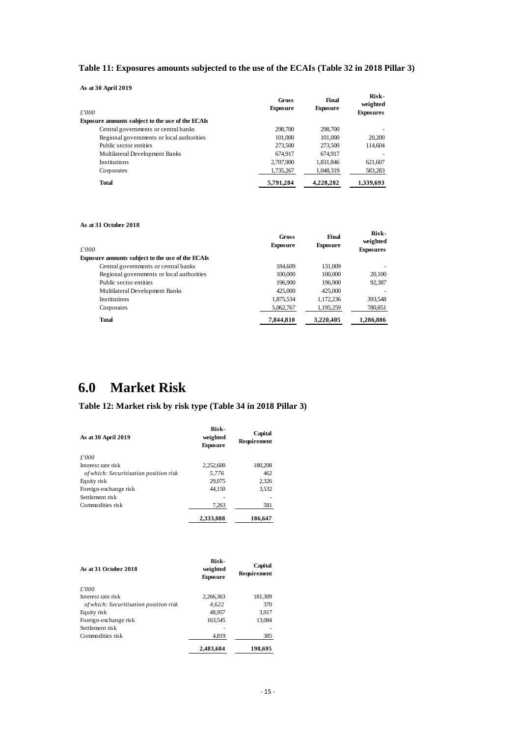### Table 11: Exposures amounts subjected to the use of the ECAIs (Table 32 in 2018 Pillar 3)

**As at 30 April 2019**

| *£'000* | Gross Exposure | Final Exposure | Risk-weighted Exposures |
|---|---|---|---|
| **Exposure amounts subject to the use of the ECAIs** | | | |
| Central governments or central banks | 298,700 | 298,700 | - |
| Regional governments or local authorities | 101,000 | 101,000 | 20,200 |
| Public sector entities | 273,500 | 273,500 | 114,604 |
| Multilateral Development Banks | 674,917 | 674,917 | - |
| Institutions | 2,707,900 | 1,831,846 | 621,607 |
| Corporates | 1,735,267 | 1,048,319 | 583,283 |
| **Total** | **5,791,284** | **4,228,282** | **1,339,693** |

**As at 31 October 2018**

| *£'000* | Gross Exposure | Final Exposure | Risk-weighted Exposures |
|---|---|---|---|
| **Exposure amounts subject to the use of the ECAIs** | | | |
| Central governments or central banks | 184,609 | 131,009 | - |
| Regional governments or local authorities | 100,000 | 100,000 | 20,100 |
| Public sector entities | 196,900 | 196,900 | 92,387 |
| Multilateral Development Banks | 425,000 | 425,000 | - |
| Institutions | 1,875,534 | 1,172,236 | 393,548 |
| Corporates | 5,062,767 | 1,195,259 | 780,851 |
| **Total** | **7,844,810** | **3,220,405** | **1,286,886** |

# 6.0 Market Risk

### Table 12: Market risk by risk type (Table 34 in 2018 Pillar 3)

| **As at 30 April 2019** | Risk-weighted Exposure | Capital Requirement |
|---|---|---|
| *£'000* | | |
| Interest rate risk | 2,252,600 | 180,208 |
| *of which: Securitisation position risk* | *5,776* | 462 |
| Equity risk | 29,075 | 2,326 |
| Foreign-exchange risk | 44,150 | 3,532 |
| Settlement risk | - | - |
| Commodities risk | 7,263 | 581 |
| | **2,333,088** | **186,647** |

| **As at 31 October 2018** | Risk-weighted Exposure | Capital Requirement |
|---|---|---|
| *£'000* | | |
| Interest rate risk | 2,266,363 | 181,309 |
| *of which: Securitisation position risk* | *4,622* | 370 |
| Equity risk | 48,957 | 3,917 |
| Foreign-exchange risk | 163,545 | 13,084 |
| Settlement risk | - | - |
| Commodities risk | 4,819 | 385 |
| | **2,483,684** | **198,695** |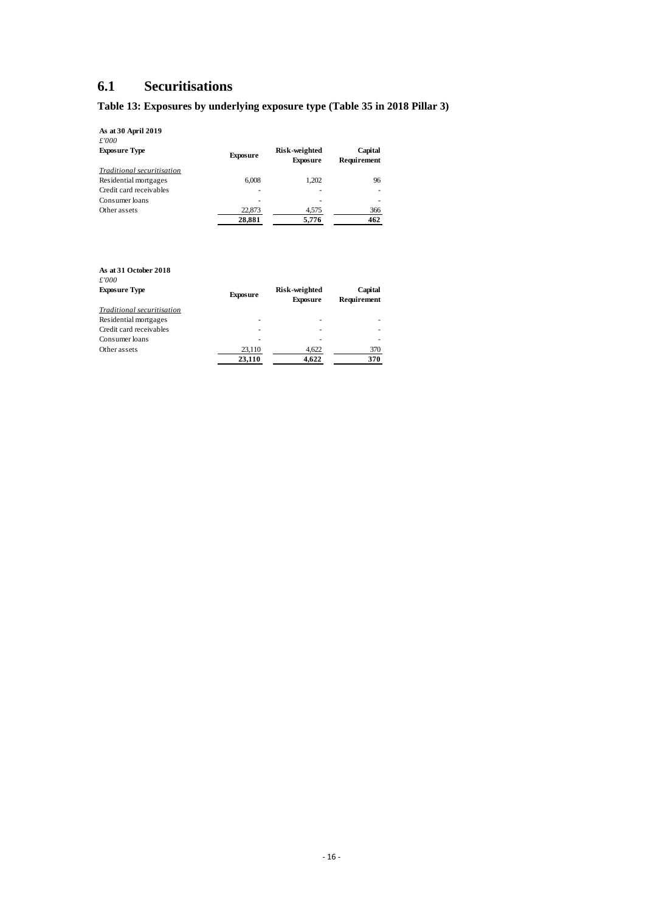## 6.1 Securitisations

### Table 13: Exposures by underlying exposure type (Table 35 in 2018 Pillar 3)

**As at 30 April 2019**

*£'000*

| **Exposure Type** | **Exposure** | **Risk-weighted Exposure** | **Capital Requirement** |
|---|---|---|---|
| *Traditional securitisation* | | | |
| Residential mortgages | 6,008 | 1,202 | 96 |
| Credit card receivables | - | - | - |
| Consumer loans | - | - | - |
| Other assets | 22,873 | 4,575 | 366 |
| | **28,881** | **5,776** | **462** |

**As at 31 October 2018**

*£'000*

| **Exposure Type** | **Exposure** | **Risk-weighted Exposure** | **Capital Requirement** |
|---|---|---|---|
| *Traditional securitisation* | | | |
| Residential mortgages | - | - | - |
| Credit card receivables | - | - | - |
| Consumer loans | - | - | - |
| Other assets | 23,110 | 4,622 | 370 |
| | **23,110** | **4,622** | **370** |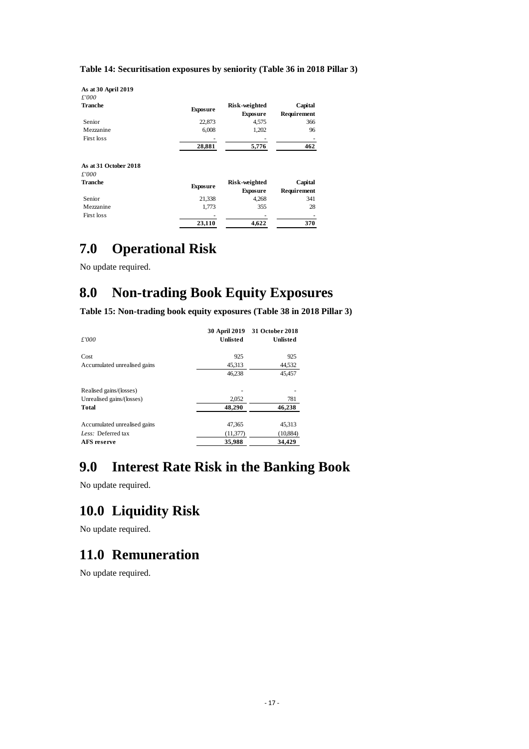**Table 14: Securitisation exposures by seniority (Table 36 in 2018 Pillar 3)**

**As at 30 April 2019**
*£'000*

| Tranche | Exposure | Risk-weighted Exposure | Capital Requirement |
|---|---|---|---|
| Senior | 22,873 | 4,575 | 366 |
| Mezzanine | 6,008 | 1,202 | 96 |
| First loss | - | - | - |
| | **28,881** | **5,776** | **462** |

**As at 31 October 2018**
*£'000*

| Tranche | Exposure | Risk-weighted Exposure | Capital Requirement |
|---|---|---|---|
| Senior | 21,338 | 4,268 | 341 |
| Mezzanine | 1,773 | 355 | 28 |
| First loss | - | - | - |
| | **23,110** | **4,622** | **370** |

# 7.0 Operational Risk

No update required.

# 8.0 Non-trading Book Equity Exposures

**Table 15: Non-trading book equity exposures (Table 38 in 2018 Pillar 3)**

| *£'000* | **30 April 2019 Unlisted** | **31 October 2018 Unlisted** |
|---|---|---|
| Cost | 925 | 925 |
| Accumulated unrealised gains | 45,313 | 44,532 |
| | 46,238 | 45,457 |
| | | |
| Realised gains/(losses) | - | - |
| Unrealised gains/(losses) | 2,052 | 781 |
| **Total** | **48,290** | **46,238** |
| | | |
| Accumulated unrealised gains | 47,365 | 45,313 |
| *Less:* Deferred tax | (11,377) | (10,884) |
| **AFS reserve** | **35,988** | **34,429** |

# 9.0 Interest Rate Risk in the Banking Book

No update required.

# 10.0 Liquidity Risk

No update required.

# 11.0 Remuneration

No update required.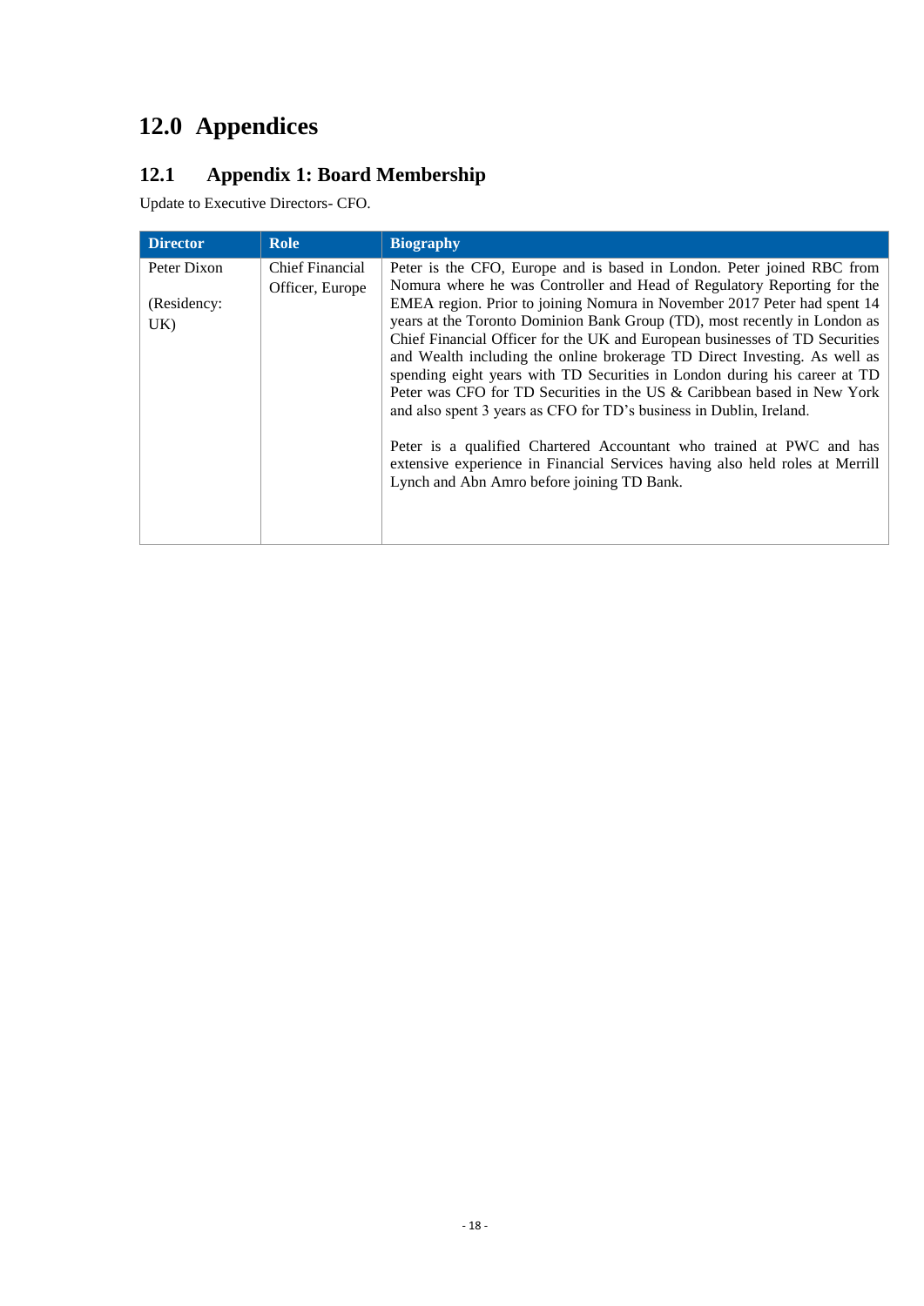# 12.0 Appendices

## 12.1 Appendix 1: Board Membership

Update to Executive Directors- CFO.

| Director | Role | Biography |
|---|---|---|
| Peter Dixon<br><br>(Residency: UK) | Chief Financial Officer, Europe | Peter is the CFO, Europe and is based in London. Peter joined RBC from Nomura where he was Controller and Head of Regulatory Reporting for the EMEA region. Prior to joining Nomura in November 2017 Peter had spent 14 years at the Toronto Dominion Bank Group (TD), most recently in London as Chief Financial Officer for the UK and European businesses of TD Securities and Wealth including the online brokerage TD Direct Investing. As well as spending eight years with TD Securities in London during his career at TD Peter was CFO for TD Securities in the US & Caribbean based in New York and also spent 3 years as CFO for TD's business in Dublin, Ireland.<br><br>Peter is a qualified Chartered Accountant who trained at PWC and has extensive experience in Financial Services having also held roles at Merrill Lynch and Abn Amro before joining TD Bank. |